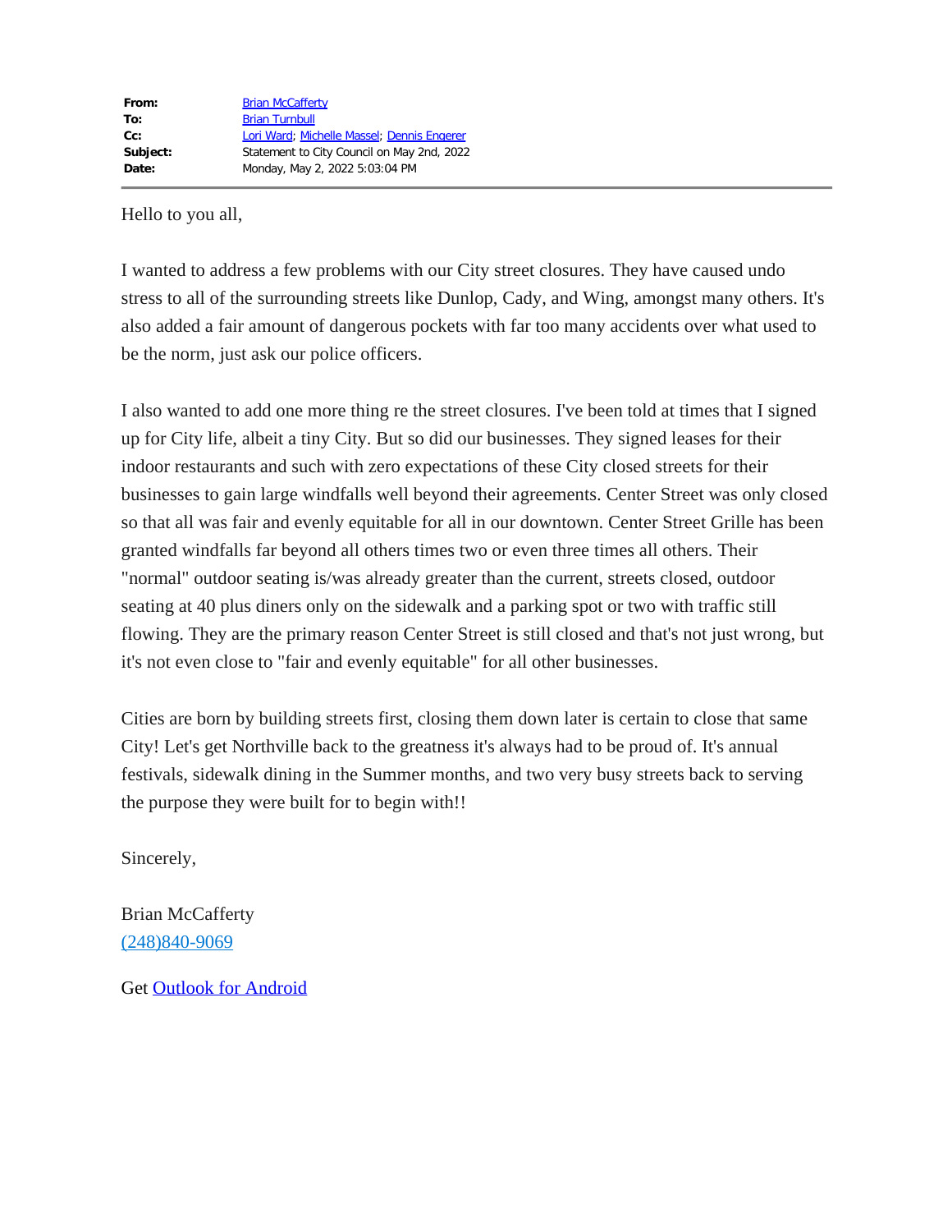| | |
|---|---|
| **From:** | Brian McCafferty |
| **To:** | Brian Turnbull |
| **Cc:** | Lori Ward; Michelle Massel; Dennis Engerer |
| **Subject:** | Statement to City Council on May 2nd, 2022 |
| **Date:** | Monday, May 2, 2022 5:03:04 PM |

---

Hello to you all,

I wanted to address a few problems with our City street closures. They have caused undo stress to all of the surrounding streets like Dunlop, Cady, and Wing, amongst many others. It's also added a fair amount of dangerous pockets with far too many accidents over what used to be the norm, just ask our police officers.

I also wanted to add one more thing re the street closures. I've been told at times that I signed up for City life, albeit a tiny City. But so did our businesses. They signed leases for their indoor restaurants and such with zero expectations of these City closed streets for their businesses to gain large windfalls well beyond their agreements. Center Street was only closed so that all was fair and evenly equitable for all in our downtown. Center Street Grille has been granted windfalls far beyond all others times two or even three times all others. Their "normal" outdoor seating is/was already greater than the current, streets closed, outdoor seating at 40 plus diners only on the sidewalk and a parking spot or two with traffic still flowing. They are the primary reason Center Street is still closed and that's not just wrong, but it's not even close to "fair and evenly equitable" for all other businesses.

Cities are born by building streets first, closing them down later is certain to close that same City! Let's get Northville back to the greatness it's always had to be proud of. It's annual festivals, sidewalk dining in the Summer months, and two very busy streets back to serving the purpose they were built for to begin with!!

Sincerely,

Brian McCafferty
(248)840-9069

Get Outlook for Android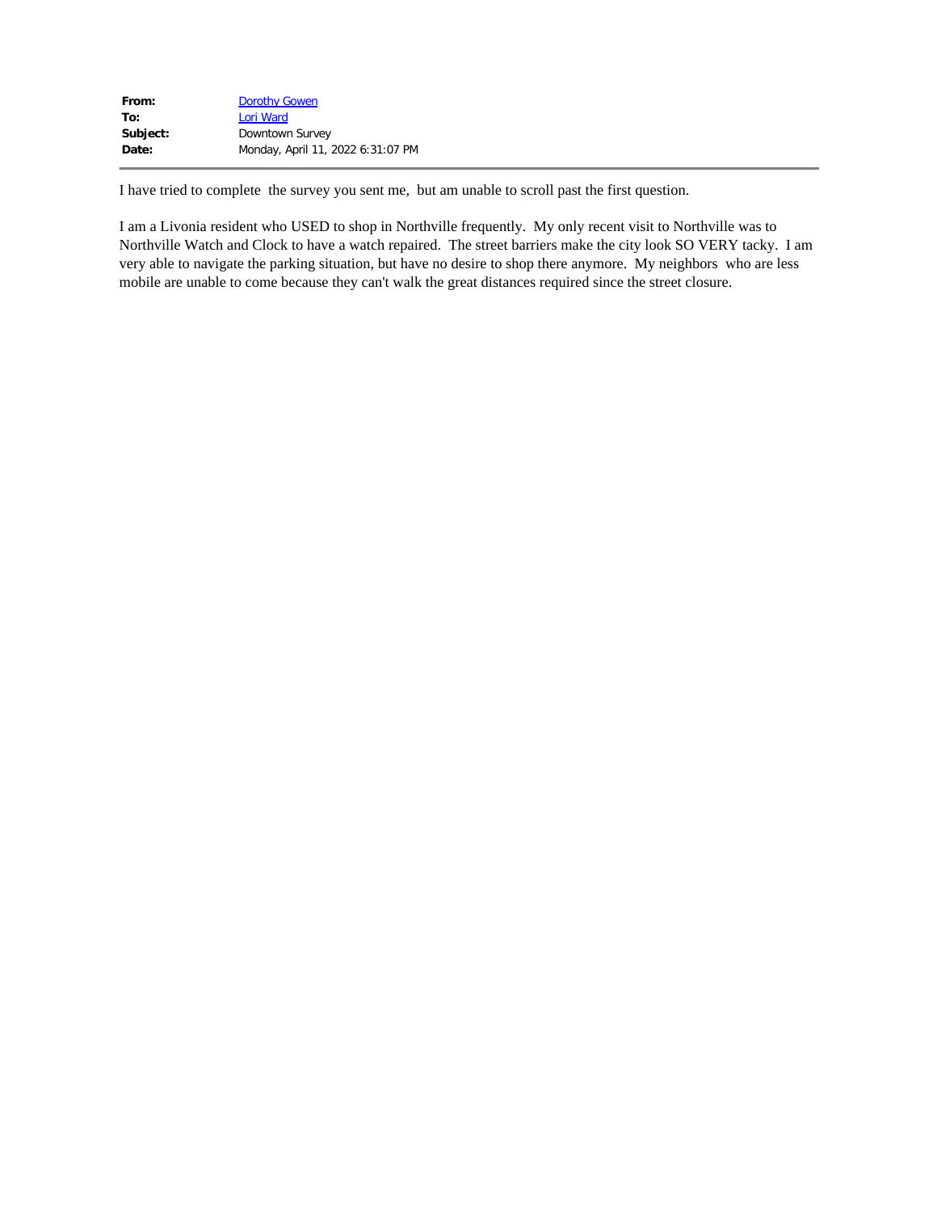| | |
|---|---|
| **From:** | Dorothy Gowen |
| **To:** | Lori Ward |
| **Subject:** | Downtown Survey |
| **Date:** | Monday, April 11, 2022 6:31:07 PM |

---

I have tried to complete the survey you sent me, but am unable to scroll past the first question.

I am a Livonia resident who USED to shop in Northville frequently. My only recent visit to Northville was to Northville Watch and Clock to have a watch repaired. The street barriers make the city look SO VERY tacky. I am very able to navigate the parking situation, but have no desire to shop there anymore. My neighbors who are less mobile are unable to come because they can't walk the great distances required since the street closure.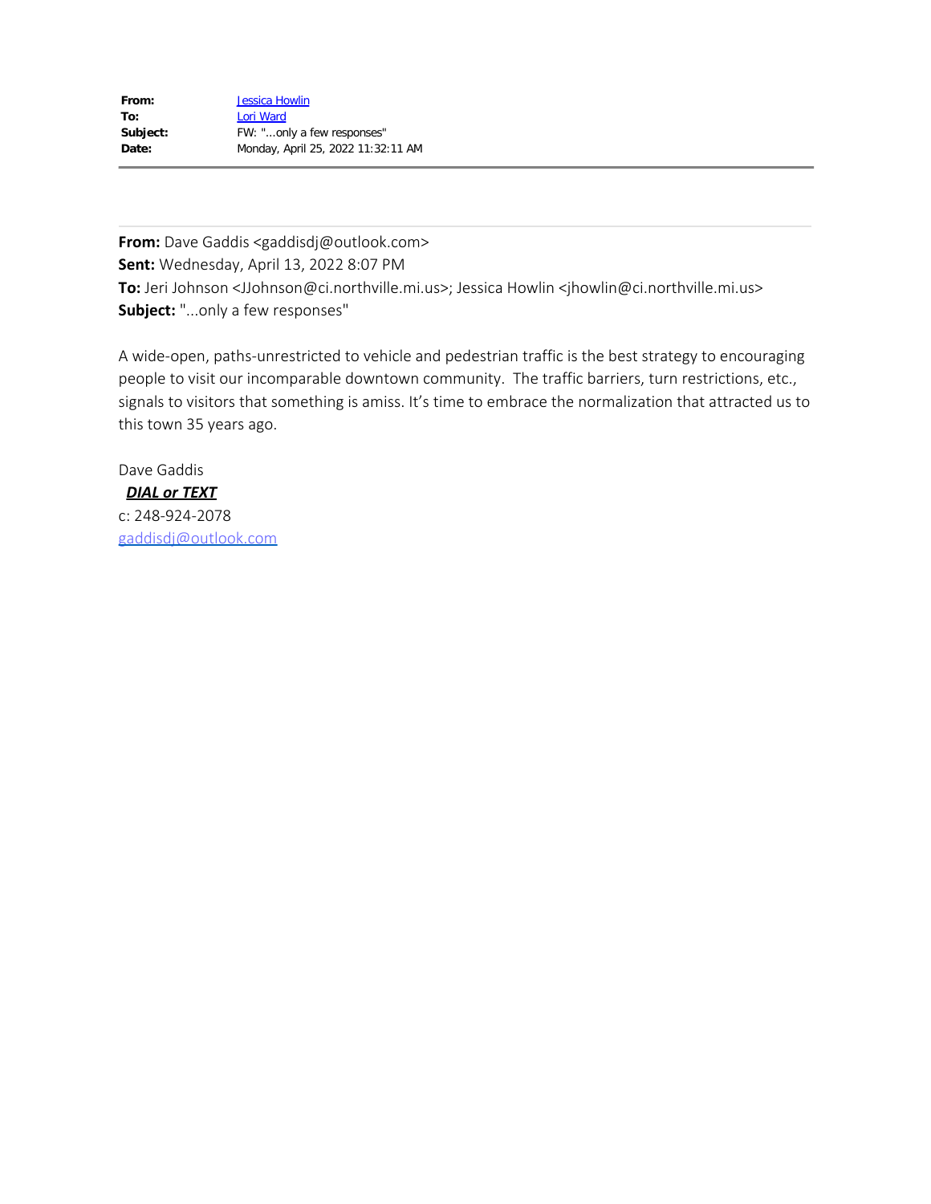| | |
|---|---|
| **From:** | Jessica Howlin |
| **To:** | Lori Ward |
| **Subject:** | FW: "...only a few responses" |
| **Date:** | Monday, April 25, 2022 11:32:11 AM |

---

**From:** Dave Gaddis <gaddisdj@outlook.com>
**Sent:** Wednesday, April 13, 2022 8:07 PM
**To:** Jeri Johnson <JJohnson@ci.northville.mi.us>; Jessica Howlin <jhowlin@ci.northville.mi.us>
**Subject:** "...only a few responses"

A wide-open, paths-unrestricted to vehicle and pedestrian traffic is the best strategy to encouraging people to visit our incomparable downtown community. The traffic barriers, turn restrictions, etc., signals to visitors that something is amiss. It's time to embrace the normalization that attracted us to this town 35 years ago.

Dave Gaddis
***DIAL or TEXT***
c: 248-924-2078
gaddisdj@outlook.com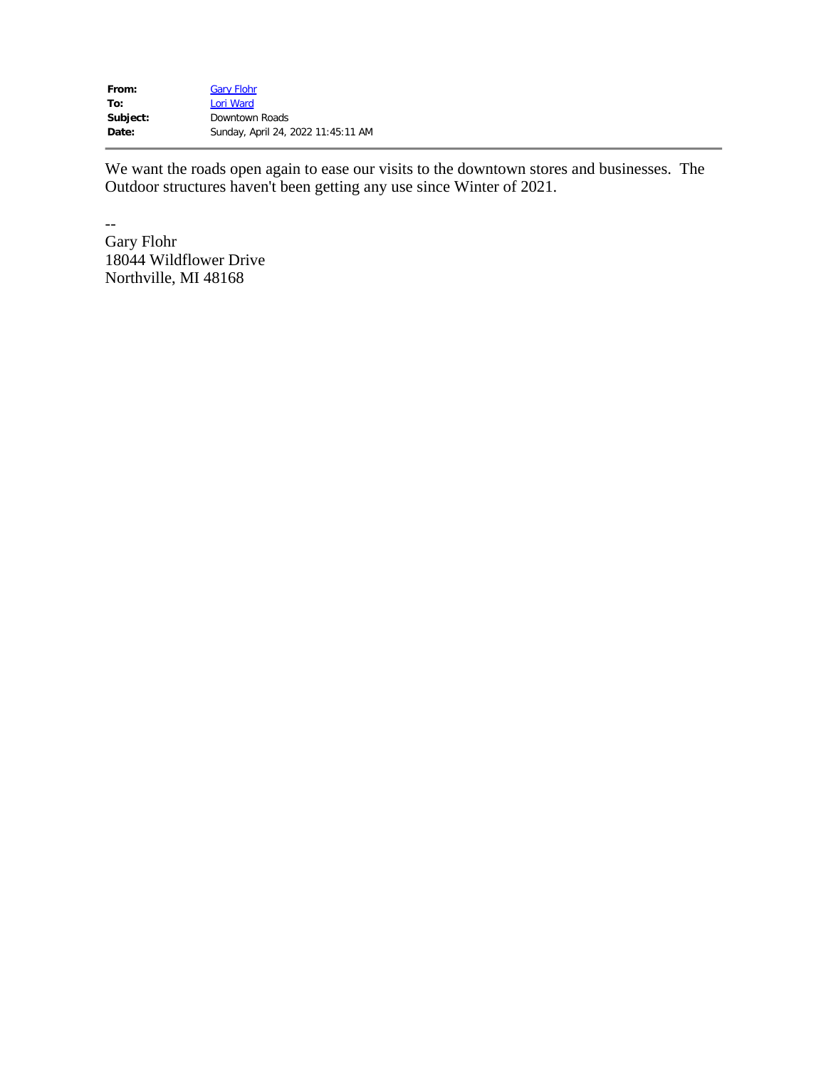| | |
|---|---|
| **From:** | Gary Flohr |
| **To:** | Lori Ward |
| **Subject:** | Downtown Roads |
| **Date:** | Sunday, April 24, 2022 11:45:11 AM |

---

We want the roads open again to ease our visits to the downtown stores and businesses. The Outdoor structures haven't been getting any use since Winter of 2021.

--
Gary Flohr
18044 Wildflower Drive
Northville, MI 48168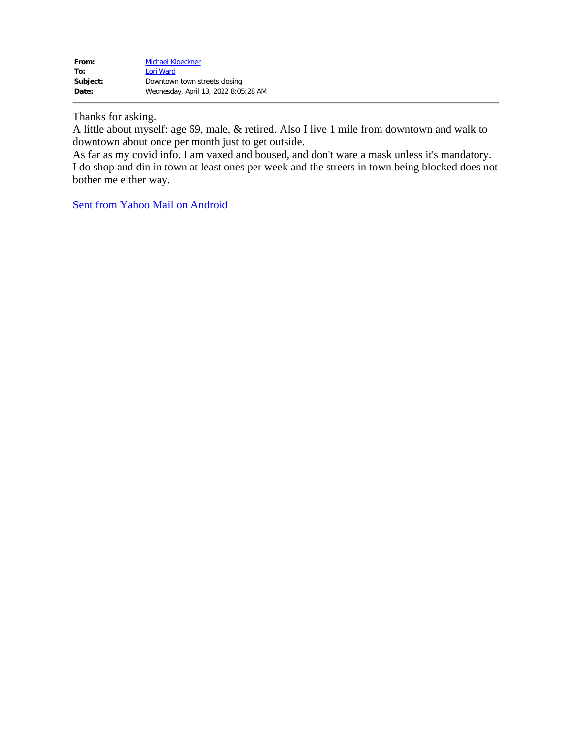| | |
|---|---|
| **From:** | Michael Kloeckner |
| **To:** | Lori Ward |
| **Subject:** | Downtown town streets closing |
| **Date:** | Wednesday, April 13, 2022 8:05:28 AM |

---

Thanks for asking.
A little about myself: age 69, male, & retired. Also I live 1 mile from downtown and walk to downtown about once per month just to get outside.
As far as my covid info. I am vaxed and boused, and don't ware a mask unless it's mandatory.
I do shop and din in town at least ones per week and the streets in town being blocked does not bother me either way.

Sent from Yahoo Mail on Android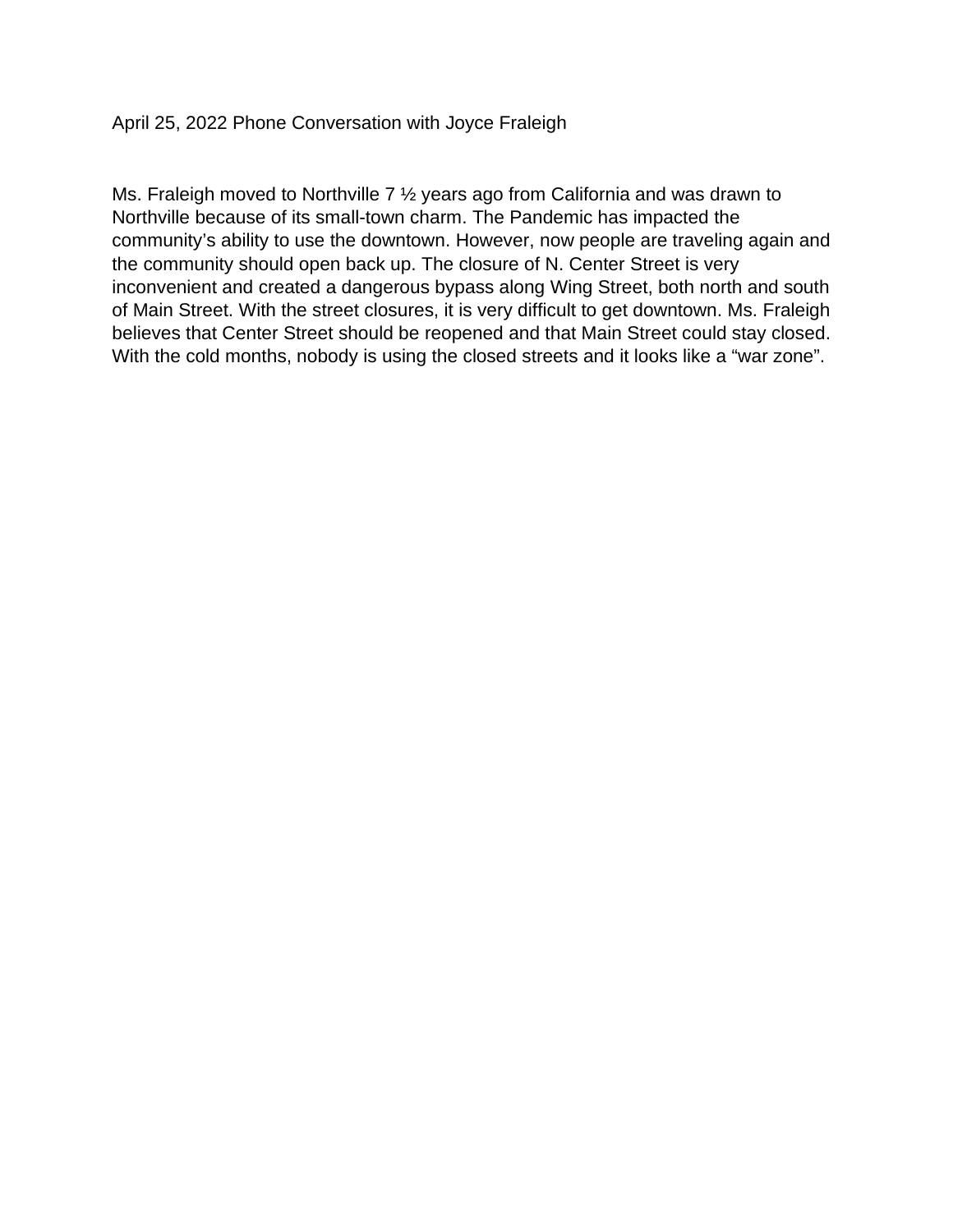April 25, 2022 Phone Conversation with Joyce Fraleigh

Ms. Fraleigh moved to Northville 7 ½ years ago from California and was drawn to Northville because of its small-town charm. The Pandemic has impacted the community's ability to use the downtown. However, now people are traveling again and the community should open back up. The closure of N. Center Street is very inconvenient and created a dangerous bypass along Wing Street, both north and south of Main Street. With the street closures, it is very difficult to get downtown. Ms. Fraleigh believes that Center Street should be reopened and that Main Street could stay closed. With the cold months, nobody is using the closed streets and it looks like a "war zone".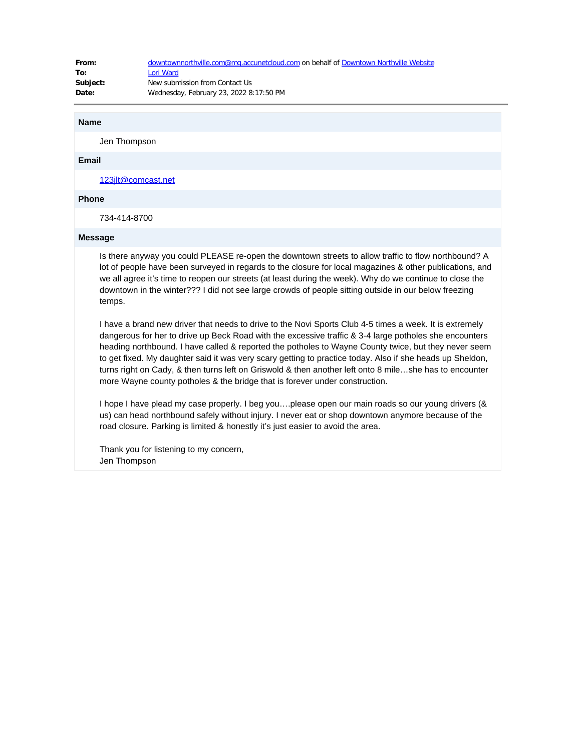| | |
|---|---|
| **From:** | downtownnorthville.com@mg.accunetcloud.com on behalf of Downtown Northville Website |
| **To:** | Lori Ward |
| **Subject:** | New submission from Contact Us |
| **Date:** | Wednesday, February 23, 2022 8:17:50 PM |

**Name**

Jen Thompson

**Email**

123jlt@comcast.net

**Phone**

734-414-8700

**Message**

Is there anyway you could PLEASE re-open the downtown streets to allow traffic to flow northbound? A lot of people have been surveyed in regards to the closure for local magazines & other publications, and we all agree it's time to reopen our streets (at least during the week). Why do we continue to close the downtown in the winter??? I did not see large crowds of people sitting outside in our below freezing temps.

I have a brand new driver that needs to drive to the Novi Sports Club 4-5 times a week. It is extremely dangerous for her to drive up Beck Road with the excessive traffic & 3-4 large potholes she encounters heading northbound. I have called & reported the potholes to Wayne County twice, but they never seem to get fixed. My daughter said it was very scary getting to practice today. Also if she heads up Sheldon, turns right on Cady, & then turns left on Griswold & then another left onto 8 mile…she has to encounter more Wayne county potholes & the bridge that is forever under construction.

I hope I have plead my case properly. I beg you….please open our main roads so our young drivers (& us) can head northbound safely without injury. I never eat or shop downtown anymore because of the road closure. Parking is limited & honestly it's just easier to avoid the area.

Thank you for listening to my concern,
Jen Thompson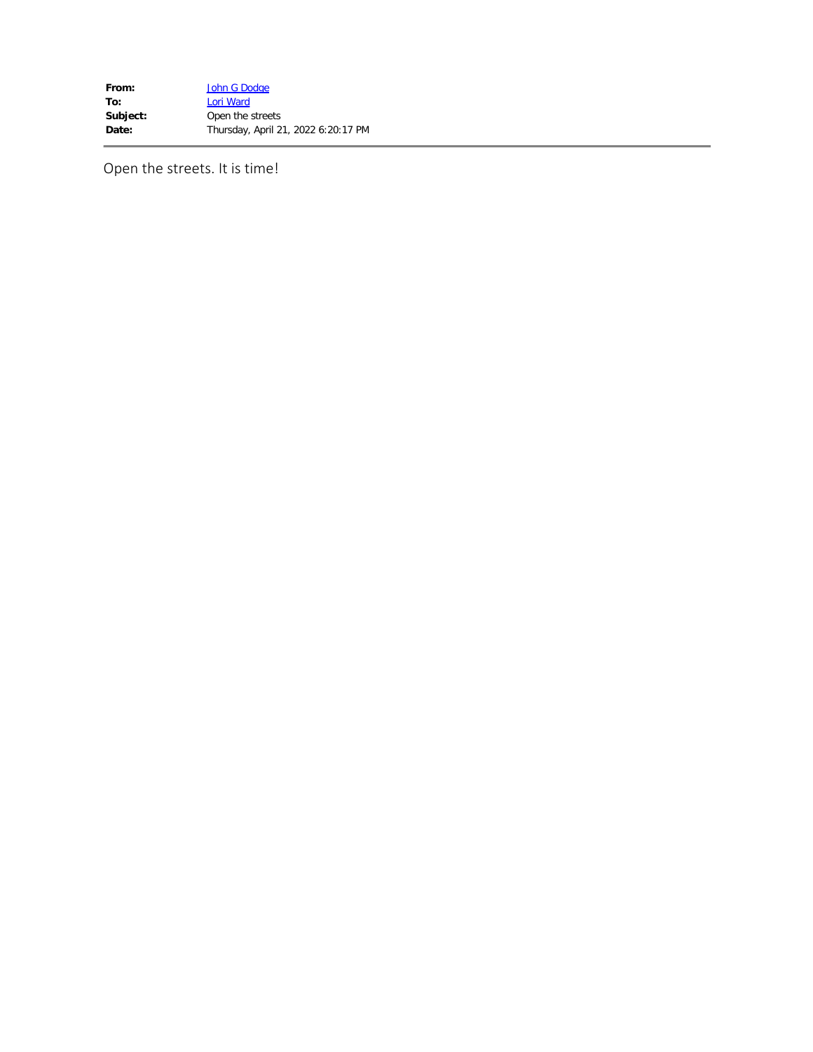**From:** John G Dodge
**To:** Lori Ward
**Subject:** Open the streets
**Date:** Thursday, April 21, 2022 6:20:17 PM

---

Open the streets. It is time!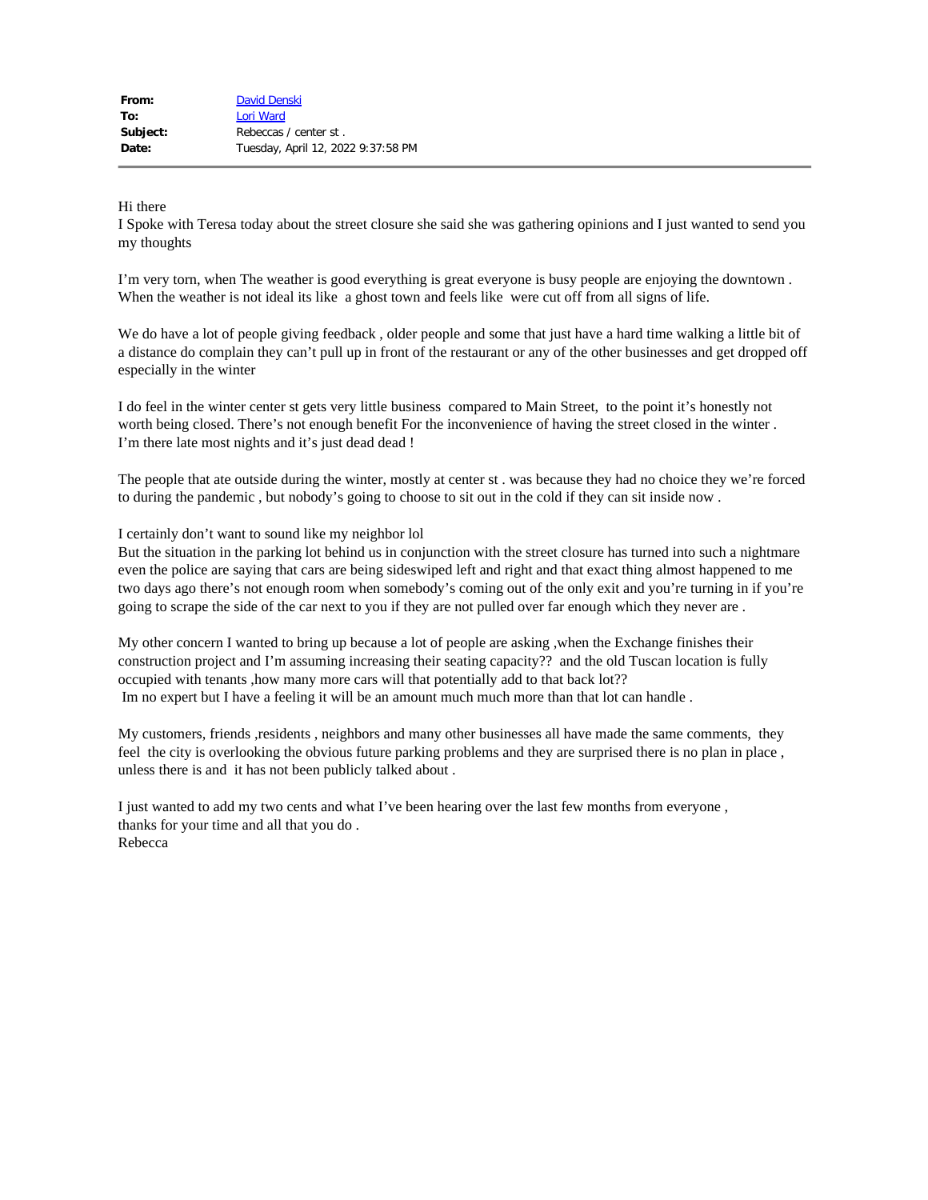|   |   |
|---|---|
| **From:** | David Denski |
| **To:** | Lori Ward |
| **Subject:** | Rebeccas / center st . |
| **Date:** | Tuesday, April 12, 2022 9:37:58 PM |

Hi there
I Spoke with Teresa today about the street closure she said she was gathering opinions and I just wanted to send you my thoughts

I'm very torn, when The weather is good everything is great everyone is busy people are enjoying the downtown . When the weather is not ideal its like a ghost town and feels like were cut off from all signs of life.

We do have a lot of people giving feedback , older people and some that just have a hard time walking a little bit of a distance do complain they can't pull up in front of the restaurant or any of the other businesses and get dropped off especially in the winter

I do feel in the winter center st gets very little business compared to Main Street, to the point it's honestly not worth being closed. There's not enough benefit For the inconvenience of having the street closed in the winter . I'm there late most nights and it's just dead dead !

The people that ate outside during the winter, mostly at center st . was because they had no choice they we're forced to during the pandemic , but nobody's going to choose to sit out in the cold if they can sit inside now .

I certainly don't want to sound like my neighbor lol
But the situation in the parking lot behind us in conjunction with the street closure has turned into such a nightmare even the police are saying that cars are being sideswiped left and right and that exact thing almost happened to me two days ago there's not enough room when somebody's coming out of the only exit and you're turning in if you're going to scrape the side of the car next to you if they are not pulled over far enough which they never are .

My other concern I wanted to bring up because a lot of people are asking ,when the Exchange finishes their construction project and I'm assuming increasing their seating capacity?? and the old Tuscan location is fully occupied with tenants ,how many more cars will that potentially add to that back lot??
Im no expert but I have a feeling it will be an amount much much more than that lot can handle .

My customers, friends ,residents , neighbors and many other businesses all have made the same comments, they feel the city is overlooking the obvious future parking problems and they are surprised there is no plan in place , unless there is and it has not been publicly talked about .

I just wanted to add my two cents and what I've been hearing over the last few months from everyone ,
thanks for your time and all that you do .
Rebecca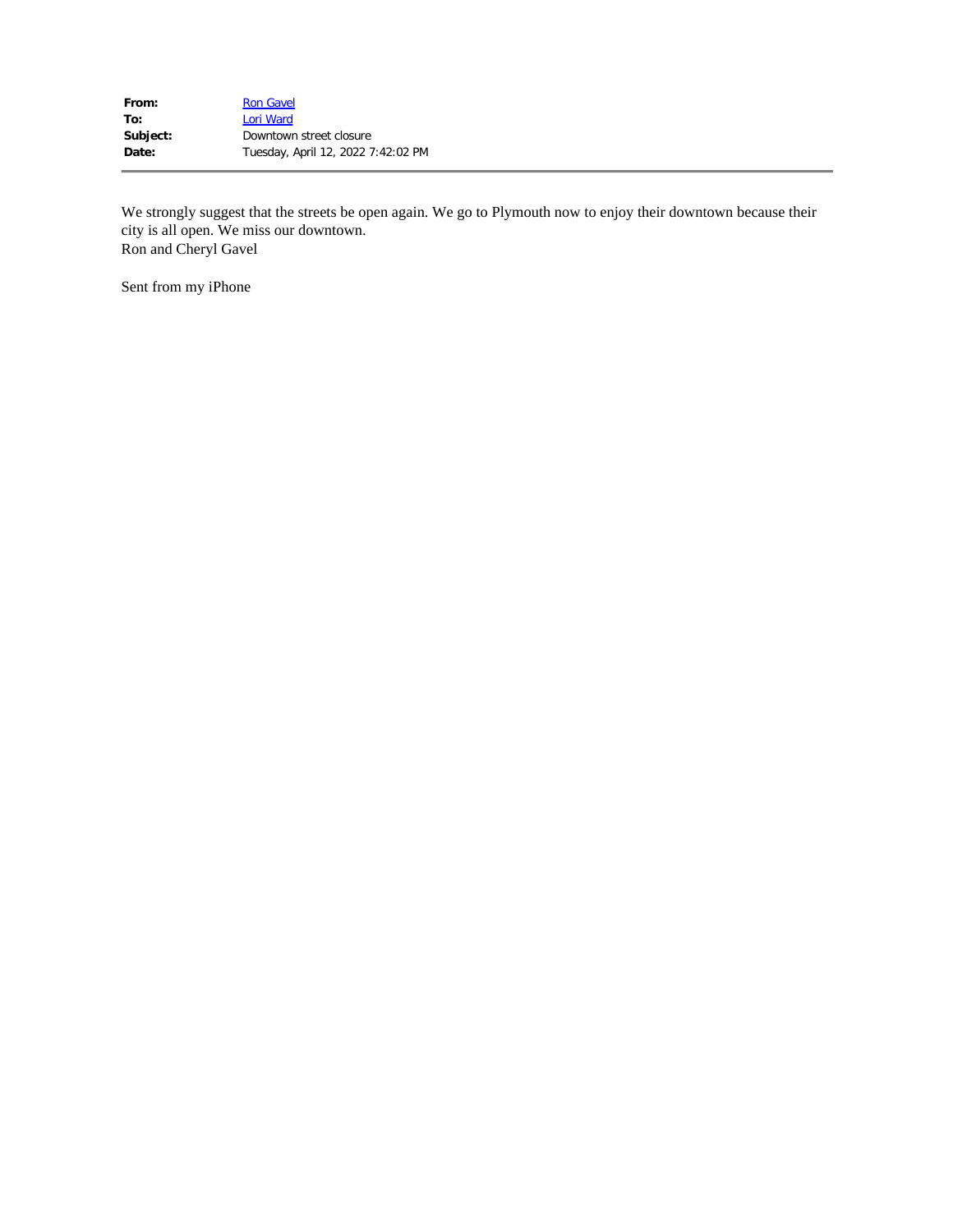| | |
|---|---|
| **From:** | Ron Gavel |
| **To:** | Lori Ward |
| **Subject:** | Downtown street closure |
| **Date:** | Tuesday, April 12, 2022 7:42:02 PM |

---

We strongly suggest that the streets be open again. We go to Plymouth now to enjoy their downtown because their city is all open. We miss our downtown.
Ron and Cheryl Gavel

Sent from my iPhone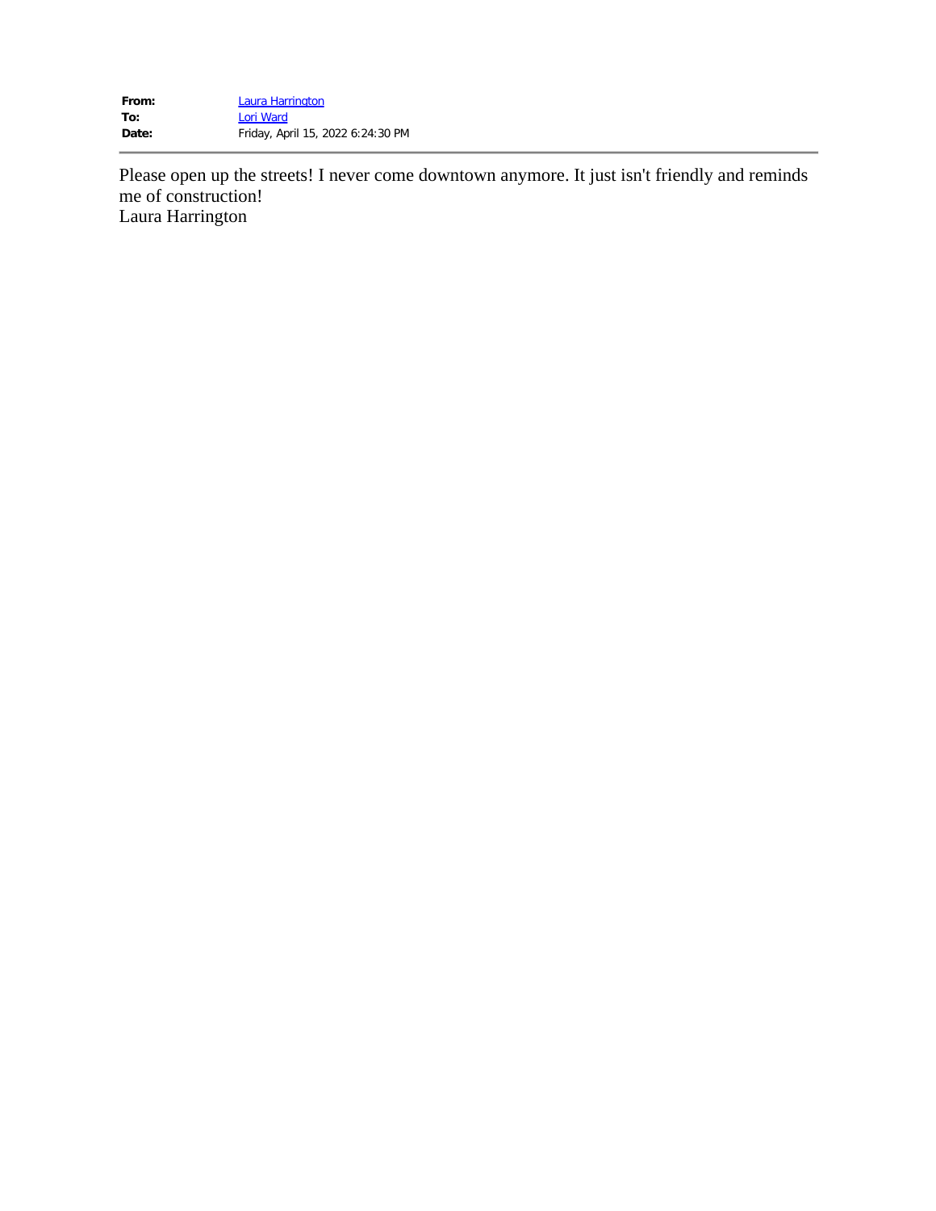| | |
|---|---|
| **From:** | Laura Harrington |
| **To:** | Lori Ward |
| **Date:** | Friday, April 15, 2022 6:24:30 PM |

Please open up the streets! I never come downtown anymore. It just isn't friendly and reminds me of construction!

Laura Harrington